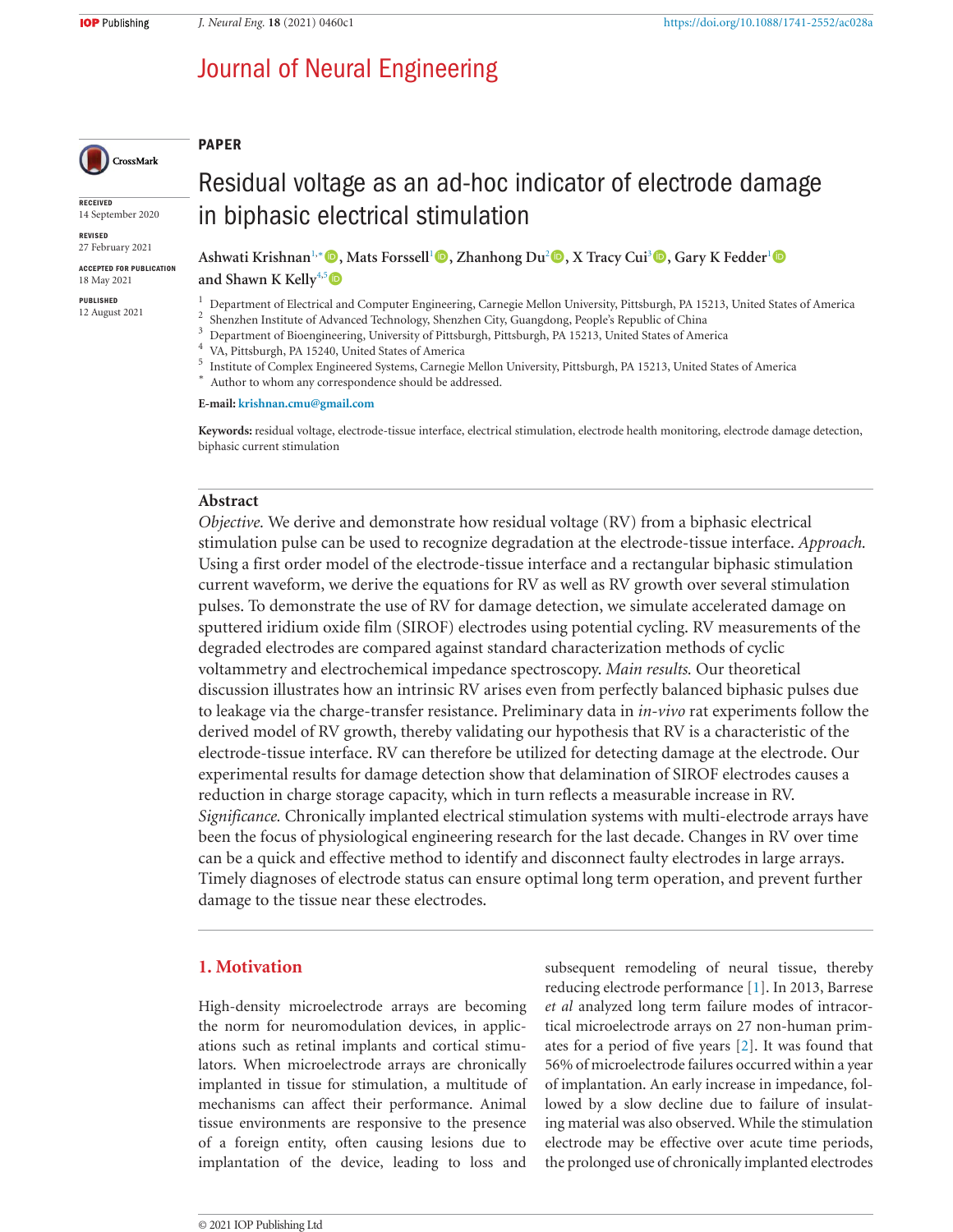PAPER

# Residual voltage as an ad-hoc indicator of electrode damage in biphasic electrical stimulation

**Ashwati Krishnan**[1,*], **Mats Forssell**[1], **Zhanhong Du**[2], **X Tracy Cui**[3], **Gary K Fedder**[1] and **Shawn K Kelly**[4,5]

[1] Department of Electrical and Computer Engineering, Carnegie Mellon University, Pittsburgh, PA 15213, United States of America
[2] Shenzhen Institute of Advanced Technology, Shenzhen City, Guangdong, People's Republic of China
[3] Department of Bioengineering, University of Pittsburgh, Pittsburgh, PA 15213, United States of America
[4] VA, Pittsburgh, PA 15240, United States of America
[5] Institute of Complex Engineered Systems, Carnegie Mellon University, Pittsburgh, PA 15213, United States of America
[*] Author to whom any correspondence should be addressed.

**E-mail:** krishnan.cmu@gmail.com

RECEIVED 14 September 2020
REVISED 27 February 2021
ACCEPTED FOR PUBLICATION 18 May 2021
PUBLISHED 12 August 2021

**Keywords:** residual voltage, electrode-tissue interface, electrical stimulation, electrode health monitoring, electrode damage detection, biphasic current stimulation

## Abstract

*Objective.* We derive and demonstrate how residual voltage (RV) from a biphasic electrical stimulation pulse can be used to recognize degradation at the electrode-tissue interface. *Approach.* Using a first order model of the electrode-tissue interface and a rectangular biphasic stimulation current waveform, we derive the equations for RV as well as RV growth over several stimulation pulses. To demonstrate the use of RV for damage detection, we simulate accelerated damage on sputtered iridium oxide film (SIROF) electrodes using potential cycling. RV measurements of the degraded electrodes are compared against standard characterization methods of cyclic voltammetry and electrochemical impedance spectroscopy. *Main results.* Our theoretical discussion illustrates how an intrinsic RV arises even from perfectly balanced biphasic pulses due to leakage via the charge-transfer resistance. Preliminary data in *in-vivo* rat experiments follow the derived model of RV growth, thereby validating our hypothesis that RV is a characteristic of the electrode-tissue interface. RV can therefore be utilized for detecting damage at the electrode. Our experimental results for damage detection show that delamination of SIROF electrodes causes a reduction in charge storage capacity, which in turn reflects a measurable increase in RV. *Significance.* Chronically implanted electrical stimulation systems with multi-electrode arrays have been the focus of physiological engineering research for the last decade. Changes in RV over time can be a quick and effective method to identify and disconnect faulty electrodes in large arrays. Timely diagnoses of electrode status can ensure optimal long term operation, and prevent further damage to the tissue near these electrodes.

## 1. Motivation

High-density microelectrode arrays are becoming the norm for neuromodulation devices, in applications such as retinal implants and cortical stimulators. When microelectrode arrays are chronically implanted in tissue for stimulation, a multitude of mechanisms can affect their performance. Animal tissue environments are responsive to the presence of a foreign entity, often causing lesions due to implantation of the device, leading to loss and subsequent remodeling of neural tissue, thereby reducing electrode performance [1]. In 2013, Barrese *et al* analyzed long term failure modes of intracortical microelectrode arrays on 27 non-human primates for a period of five years [2]. It was found that 56% of microelectrode failures occurred within a year of implantation. An early increase in impedance, followed by a slow decline due to failure of insulating material was also observed. While the stimulation electrode may be effective over acute time periods, the prolonged use of chronically implanted electrodes

© 2021 IOP Publishing Ltd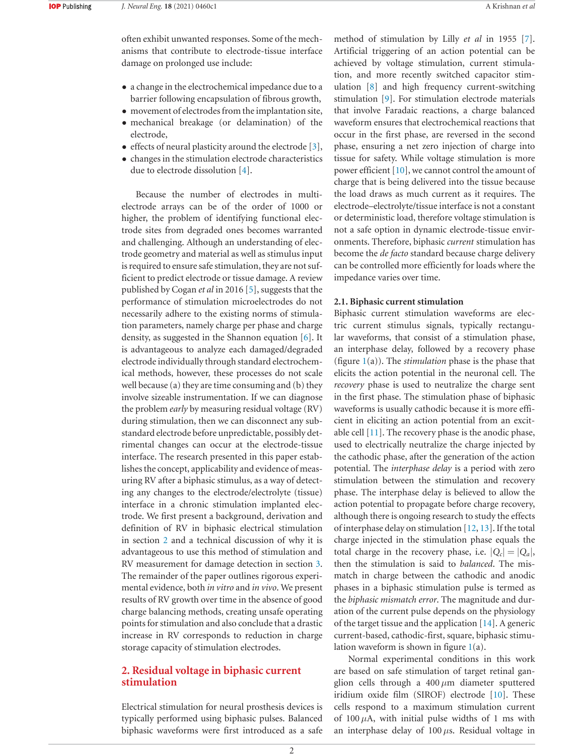often exhibit unwanted responses. Some of the mechanisms that contribute to electrode-tissue interface damage on prolonged use include:

- a change in the electrochemical impedance due to a barrier following encapsulation of fibrous growth,
- movement of electrodes from the implantation site,
- mechanical breakage (or delamination) of the electrode,
- effects of neural plasticity around the electrode [3],
- changes in the stimulation electrode characteristics due to electrode dissolution [4].

Because the number of electrodes in multi-electrode arrays can be of the order of 1000 or higher, the problem of identifying functional electrode sites from degraded ones becomes warranted and challenging. Although an understanding of electrode geometry and material as well as stimulus input is required to ensure safe stimulation, they are not sufficient to predict electrode or tissue damage. A review published by Cogan *et al* in 2016 [5], suggests that the performance of stimulation microelectrodes do not necessarily adhere to the existing norms of stimulation parameters, namely charge per phase and charge density, as suggested in the Shannon equation [6]. It is advantageous to analyze each damaged/degraded electrode individually through standard electrochemical methods, however, these processes do not scale well because (a) they are time consuming and (b) they involve sizeable instrumentation. If we can diagnose the problem *early* by measuring residual voltage (RV) during stimulation, then we can disconnect any substandard electrode before unpredictable, possibly detrimental changes can occur at the electrode-tissue interface. The research presented in this paper establishes the concept, applicability and evidence of measuring RV after a biphasic stimulus, as a way of detecting any changes to the electrode/electrolyte (tissue) interface in a chronic stimulation implanted electrode. We first present a background, derivation and definition of RV in biphasic electrical stimulation in section 2 and a technical discussion of why it is advantageous to use this method of stimulation and RV measurement for damage detection in section 3. The remainder of the paper outlines rigorous experimental evidence, both *in vitro* and *in vivo*. We present results of RV growth over time in the absence of good charge balancing methods, creating unsafe operating points for stimulation and also conclude that a drastic increase in RV corresponds to reduction in charge storage capacity of stimulation electrodes.

## 2. Residual voltage in biphasic current stimulation

Electrical stimulation for neural prosthesis devices is typically performed using biphasic pulses. Balanced biphasic waveforms were first introduced as a safe method of stimulation by Lilly *et al* in 1955 [7]. Artificial triggering of an action potential can be achieved by voltage stimulation, current stimulation, and more recently switched capacitor stimulation [8] and high frequency current-switching stimulation [9]. For stimulation electrode materials that involve Faradaic reactions, a charge balanced waveform ensures that electrochemical reactions that occur in the first phase, are reversed in the second phase, ensuring a net zero injection of charge into tissue for safety. While voltage stimulation is more power efficient [10], we cannot control the amount of charge that is being delivered into the tissue because the load draws as much current as it requires. The electrode–electrolyte/tissue interface is not a constant or deterministic load, therefore voltage stimulation is not a safe option in dynamic electrode-tissue environments. Therefore, biphasic *current* stimulation has become the *de facto* standard because charge delivery can be controlled more efficiently for loads where the impedance varies over time.

### 2.1. Biphasic current stimulation

Biphasic current stimulation waveforms are electric current stimulus signals, typically rectangular waveforms, that consist of a stimulation phase, an interphase delay, followed by a recovery phase (figure 1(a)). The *stimulation* phase is the phase that elicits the action potential in the neuronal cell. The *recovery* phase is used to neutralize the charge sent in the first phase. The stimulation phase of biphasic waveforms is usually cathodic because it is more efficient in eliciting an action potential from an excitable cell [11]. The recovery phase is the anodic phase, used to electrically neutralize the charge injected by the cathodic phase, after the generation of the action potential. The *interphase delay* is a period with zero stimulation between the stimulation and recovery phase. The interphase delay is believed to allow the action potential to propagate before charge recovery, although there is ongoing research to study the effects of interphase delay on stimulation [12, 13]. If the total charge injected in the stimulation phase equals the total charge in the recovery phase, i.e. $|Q_c| = |Q_a|$, then the stimulation is said to *balanced*. The mismatch in charge between the cathodic and anodic phases in a biphasic stimulation pulse is termed as the *biphasic mismatch error*. The magnitude and duration of the current pulse depends on the physiology of the target tissue and the application [14]. A generic current-based, cathodic-first, square, biphasic stimulation waveform is shown in figure 1(a).

Normal experimental conditions in this work are based on safe stimulation of target retinal ganglion cells through a 400 $\mu$m diameter sputtered iridium oxide film (SIROF) electrode [10]. These cells respond to a maximum stimulation current of 100 $\mu$A, with initial pulse widths of 1 ms with an interphase delay of 100 $\mu$s. Residual voltage in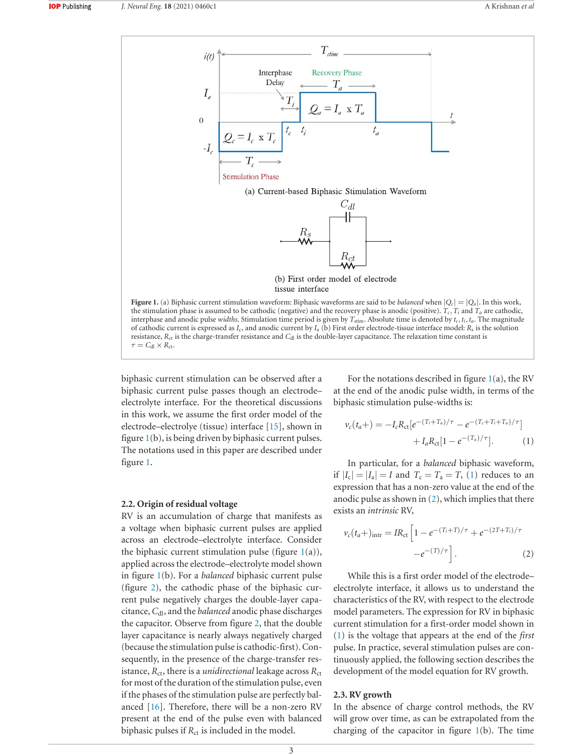(a) Current-based Biphasic Stimulation Waveform

(b) First order model of electrode tissue interface

**Figure 1.** (a) Biphasic current stimulation waveform: Biphasic waveforms are said to be *balanced* when $|Q_c| = |Q_a|$. In this work, the stimulation phase is assumed to be cathodic (negative) and the recovery phase is anodic (positive). $T_c$, $T_i$ and $T_a$ are cathodic, interphase and anodic pulse *widths*. Stimulation time period is given by $T_{\text{stim}}$. Absolute time is denoted by $t_c, t_i, t_a$. The magnitude of cathodic current is expressed as $I_c$, and anodic current by $I_a$ (b) First order electrode-tissue interface model: $R_s$ is the solution resistance, $R_{\text{ct}}$ is the charge-transfer resistance and $C_{\text{dl}}$ is the double-layer capacitance. The relaxation time constant is $\tau = C_{\text{dl}} \times R_{\text{ct}}$.

biphasic current stimulation can be observed after a biphasic current pulse passes though an electrode–electrolyte interface. For the theoretical discussions in this work, we assume the first order model of the electrode–electrolye (tissue) interface [15], shown in figure 1(b), is being driven by biphasic current pulses. The notations used in this paper are described under figure 1.

### 2.2. Origin of residual voltage

RV is an accumulation of charge that manifests as a voltage when biphasic current pulses are applied across an electrode–electrolyte interface. Consider the biphasic current stimulation pulse (figure 1(a)), applied across the electrode–electrolyte model shown in figure 1(b). For a *balanced* biphasic current pulse (figure 2), the cathodic phase of the biphasic current pulse negatively charges the double-layer capacitance, $C_{\text{dl}}$, and the *balanced* anodic phase discharges the capacitor. Observe from figure 2, that the double layer capacitance is nearly always negatively charged (because the stimulation pulse is cathodic-first). Consequently, in the presence of the charge-transfer resistance, $R_{\text{ct}}$, there is a *unidirectional* leakage across $R_{\text{ct}}$ for most of the duration of the stimulation pulse, even if the phases of the stimulation pulse are perfectly balanced [16]. Therefore, there will be a non-zero RV present at the end of the pulse even with balanced biphasic pulses if $R_{\text{ct}}$ is included in the model.

For the notations described in figure 1(a), the RV at the end of the anodic pulse width, in terms of the biphasic stimulation pulse-widths is:

$$v_c(t_a+) = -I_c R_{\text{ct}}[e^{-(T_i+T_a)/\tau} - e^{-(T_c+T_i+T_a)/\tau}] + I_a R_{\text{ct}}[1 - e^{-(T_a)/\tau}]. \tag{1}$$

In particular, for a *balanced* biphasic waveform, if $|I_c| = |I_a| = I$ and $T_c = T_a = T$, (1) reduces to an expression that has a non-zero value at the end of the anodic pulse as shown in (2), which implies that there exists an *intrinsic* RV,

$$v_c(t_a+)_{\text{intr}} = IR_{\text{ct}}\left[1 - e^{-(T_i+T)/\tau} + e^{-(2T+T_i)/\tau} - e^{-(T)/\tau}\right]. \tag{2}$$

While this is a first order model of the electrode–electrolyte interface, it allows us to understand the characteristics of the RV, with respect to the electrode model parameters. The expression for RV in biphasic current stimulation for a first-order model shown in (1) is the voltage that appears at the end of the *first* pulse. In practice, several stimulation pulses are continuously applied, the following section describes the development of the model equation for RV growth.

### 2.3. RV growth

In the absence of charge control methods, the RV will grow over time, as can be extrapolated from the charging of the capacitor in figure 1(b). The time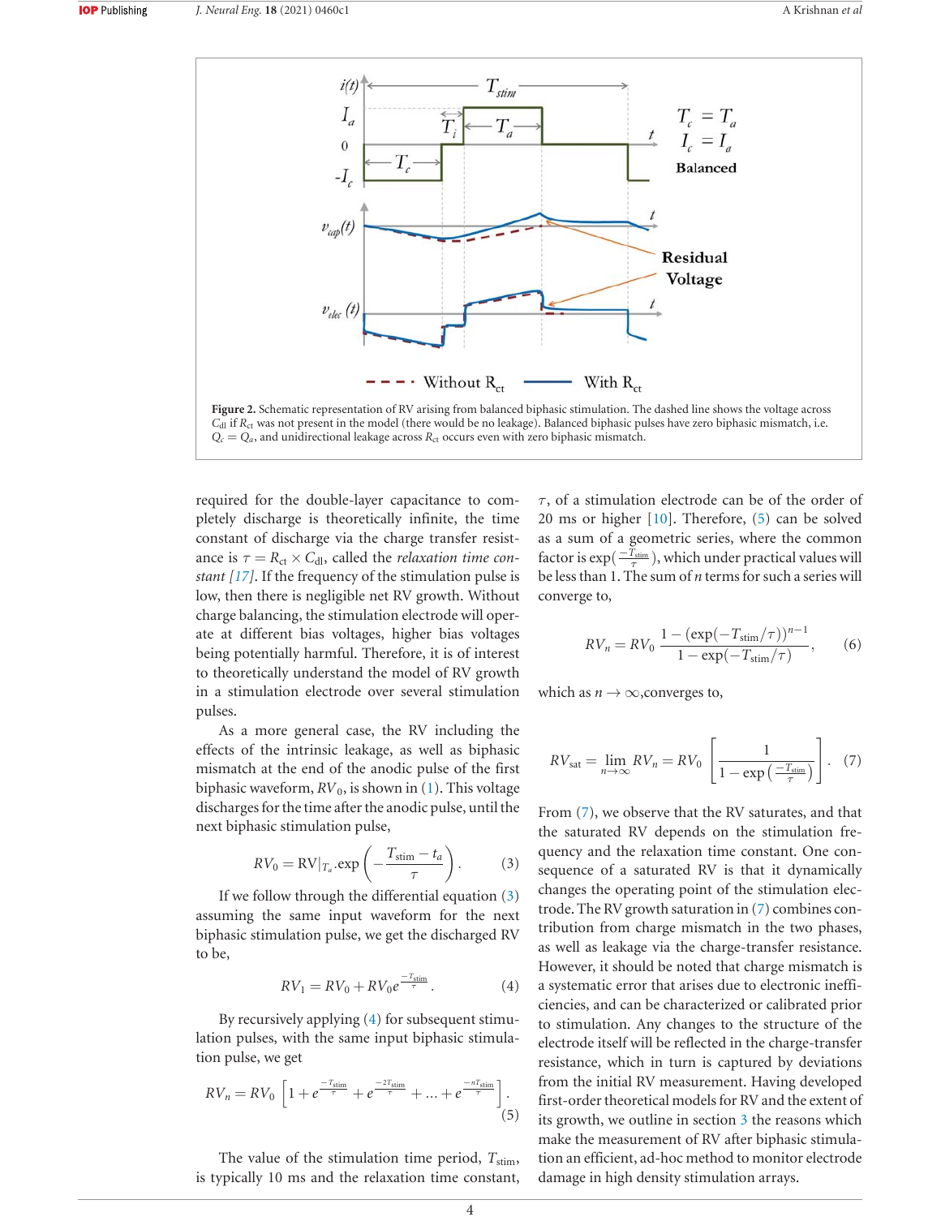**Figure 2.** Schematic representation of RV arising from balanced biphasic stimulation. The dashed line shows the voltage across $C_{dl}$ if $R_{ct}$ was not present in the model (there would be no leakage). Balanced biphasic pulses have zero biphasic mismatch, i.e. $Q_c = Q_a$, and unidirectional leakage across $R_{ct}$ occurs even with zero biphasic mismatch.

required for the double-layer capacitance to completely discharge is theoretically infinite, the time constant of discharge via the charge transfer resistance is $\tau = R_{ct} \times C_{dl}$, called the *relaxation time constant [17]*. If the frequency of the stimulation pulse is low, then there is negligible net RV growth. Without charge balancing, the stimulation electrode will operate at different bias voltages, higher bias voltages being potentially harmful. Therefore, it is of interest to theoretically understand the model of RV growth in a stimulation electrode over several stimulation pulses.

As a more general case, the RV including the effects of the intrinsic leakage, as well as biphasic mismatch at the end of the anodic pulse of the first biphasic waveform, $RV_0$, is shown in (1). This voltage discharges for the time after the anodic pulse, until the next biphasic stimulation pulse,

$$RV_0 = \mathrm{RV}|_{T_a} . \exp\left(-\frac{T_{\mathrm{stim}} - t_a}{\tau}\right). \quad (3)$$

If we follow through the differential equation (3) assuming the same input waveform for the next biphasic stimulation pulse, we get the discharged RV to be,

$$RV_1 = RV_0 + RV_0 e^{\frac{-T_{\mathrm{stim}}}{\tau}}. \quad (4)$$

By recursively applying (4) for subsequent stimulation pulses, with the same input biphasic stimulation pulse, we get

$$RV_n = RV_0 \left[1 + e^{\frac{-T_{\mathrm{stim}}}{\tau}} + e^{\frac{-2T_{\mathrm{stim}}}{\tau}} + \ldots + e^{\frac{-nT_{\mathrm{stim}}}{\tau}}\right]. \quad (5)$$

The value of the stimulation time period, $T_{\mathrm{stim}}$, is typically 10 ms and the relaxation time constant, $\tau$, of a stimulation electrode can be of the order of 20 ms or higher [10]. Therefore, (5) can be solved as a sum of a geometric series, where the common factor is $\exp(\frac{-T_{\mathrm{stim}}}{\tau})$, which under practical values will be less than 1. The sum of $n$ terms for such a series will converge to,

$$RV_n = RV_0 \, \frac{1 - (\exp(-T_{\mathrm{stim}}/\tau))^{n-1}}{1 - \exp(-T_{\mathrm{stim}}/\tau)}, \quad (6)$$

which as $n \to \infty$, converges to,

$$RV_{\mathrm{sat}} = \lim_{n \to \infty} RV_n = RV_0 \left[\frac{1}{1 - \exp\left(\frac{-T_{\mathrm{stim}}}{\tau}\right)}\right]. \quad (7)$$

From (7), we observe that the RV saturates, and that the saturated RV depends on the stimulation frequency and the relaxation time constant. One consequence of a saturated RV is that it dynamically changes the operating point of the stimulation electrode. The RV growth saturation in (7) combines contribution from charge mismatch in the two phases, as well as leakage via the charge-transfer resistance. However, it should be noted that charge mismatch is a systematic error that arises due to electronic inefficiencies, and can be characterized or calibrated prior to stimulation. Any changes to the structure of the electrode itself will be reflected in the charge-transfer resistance, which in turn is captured by deviations from the initial RV measurement. Having developed first-order theoretical models for RV and the extent of its growth, we outline in section 3 the reasons which make the measurement of RV after biphasic stimulation an efficient, ad-hoc method to monitor electrode damage in high density stimulation arrays.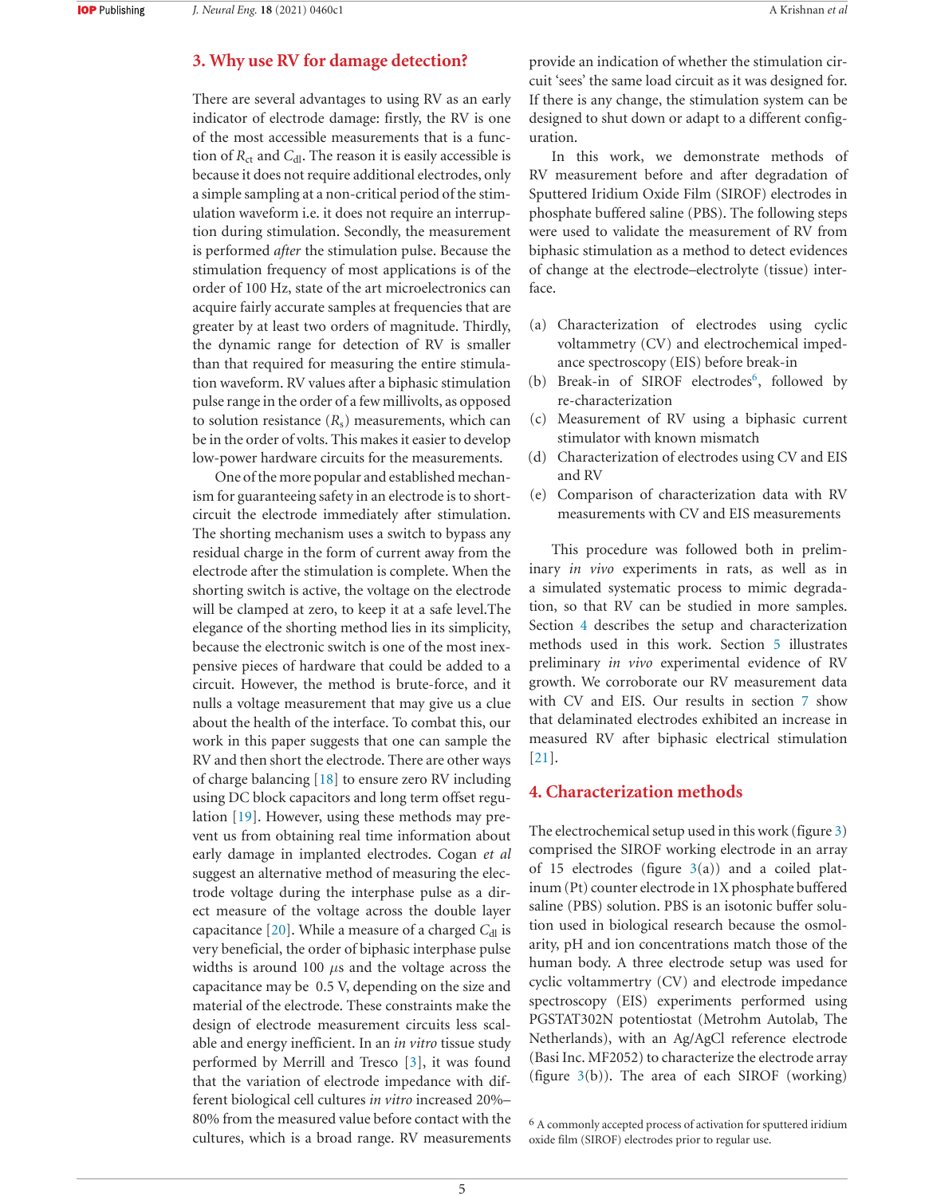## 3. Why use RV for damage detection?

There are several advantages to using RV as an early indicator of electrode damage: firstly, the RV is one of the most accessible measurements that is a function of $R_{ct}$ and $C_{dl}$. The reason it is easily accessible is because it does not require additional electrodes, only a simple sampling at a non-critical period of the stimulation waveform i.e. it does not require an interruption during stimulation. Secondly, the measurement is performed *after* the stimulation pulse. Because the stimulation frequency of most applications is of the order of 100 Hz, state of the art microelectronics can acquire fairly accurate samples at frequencies that are greater by at least two orders of magnitude. Thirdly, the dynamic range for detection of RV is smaller than that required for measuring the entire stimulation waveform. RV values after a biphasic stimulation pulse range in the order of a few millivolts, as opposed to solution resistance ($R_s$) measurements, which can be in the order of volts. This makes it easier to develop low-power hardware circuits for the measurements.

One of the more popular and established mechanism for guaranteeing safety in an electrode is to short-circuit the electrode immediately after stimulation. The shorting mechanism uses a switch to bypass any residual charge in the form of current away from the electrode after the stimulation is complete. When the shorting switch is active, the voltage on the electrode will be clamped at zero, to keep it at a safe level.The elegance of the shorting method lies in its simplicity, because the electronic switch is one of the most inexpensive pieces of hardware that could be added to a circuit. However, the method is brute-force, and it nulls a voltage measurement that may give us a clue about the health of the interface. To combat this, our work in this paper suggests that one can sample the RV and then short the electrode. There are other ways of charge balancing [18] to ensure zero RV including using DC block capacitors and long term offset regulation [19]. However, using these methods may prevent us from obtaining real time information about early damage in implanted electrodes. Cogan *et al* suggest an alternative method of measuring the electrode voltage during the interphase pulse as a direct measure of the voltage across the double layer capacitance [20]. While a measure of a charged $C_{dl}$ is very beneficial, the order of biphasic interphase pulse widths is around 100 $\mu$s and the voltage across the capacitance may be 0.5 V, depending on the size and material of the electrode. These constraints make the design of electrode measurement circuits less scalable and energy inefficient. In an *in vitro* tissue study performed by Merrill and Tresco [3], it was found that the variation of electrode impedance with different biological cell cultures *in vitro* increased 20%–80% from the measured value before contact with the cultures, which is a broad range. RV measurements provide an indication of whether the stimulation circuit 'sees' the same load circuit as it was designed for. If there is any change, the stimulation system can be designed to shut down or adapt to a different configuration.

In this work, we demonstrate methods of RV measurement before and after degradation of Sputtered Iridium Oxide Film (SIROF) electrodes in phosphate buffered saline (PBS). The following steps were used to validate the measurement of RV from biphasic stimulation as a method to detect evidences of change at the electrode–electrolyte (tissue) interface.

(a) Characterization of electrodes using cyclic voltammetry (CV) and electrochemical impedance spectroscopy (EIS) before break-in
(b) Break-in of SIROF electrodes[6], followed by re-characterization
(c) Measurement of RV using a biphasic current stimulator with known mismatch
(d) Characterization of electrodes using CV and EIS and RV
(e) Comparison of characterization data with RV measurements with CV and EIS measurements

This procedure was followed both in preliminary *in vivo* experiments in rats, as well as in a simulated systematic process to mimic degradation, so that RV can be studied in more samples. Section 4 describes the setup and characterization methods used in this work. Section 5 illustrates preliminary *in vivo* experimental evidence of RV growth. We corroborate our RV measurement data with CV and EIS. Our results in section 7 show that delaminated electrodes exhibited an increase in measured RV after biphasic electrical stimulation [21].

## 4. Characterization methods

The electrochemical setup used in this work (figure 3) comprised the SIROF working electrode in an array of 15 electrodes (figure 3(a)) and a coiled platinum (Pt) counter electrode in 1X phosphate buffered saline (PBS) solution. PBS is an isotonic buffer solution used in biological research because the osmolarity, pH and ion concentrations match those of the human body. A three electrode setup was used for cyclic voltammertry (CV) and electrode impedance spectroscopy (EIS) experiments performed using PGSTAT302N potentiostat (Metrohm Autolab, The Netherlands), with an Ag/AgCl reference electrode (Basi Inc. MF2052) to characterize the electrode array (figure 3(b)). The area of each SIROF (working)

[6] A commonly accepted process of activation for sputtered iridium oxide film (SIROF) electrodes prior to regular use.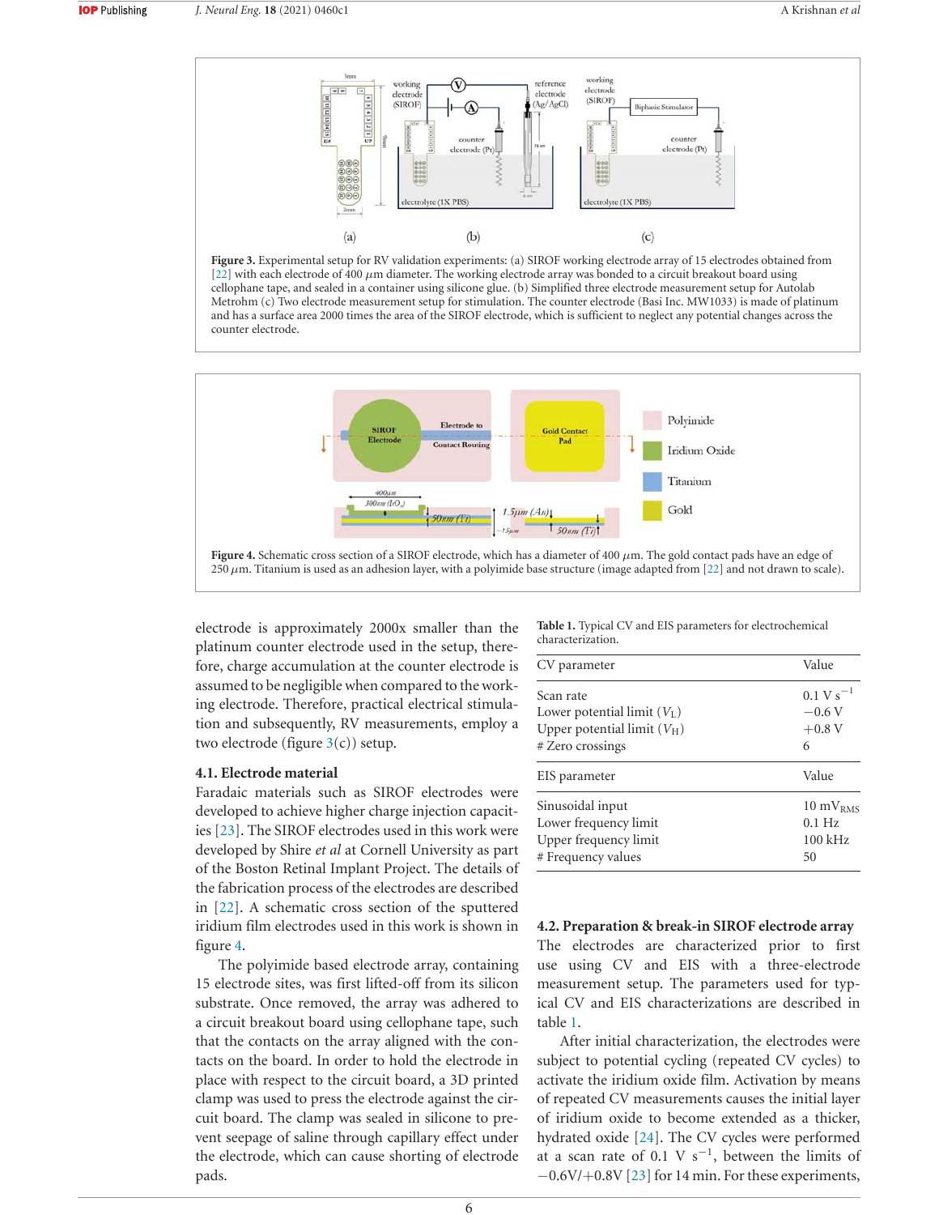Figure 3. Experimental setup for RV validation experiments: (a) SIROF working electrode array of 15 electrodes obtained from [22] with each electrode of 400 $\mu$m diameter. The working electrode array was bonded to a circuit breakout board using cellophane tape, and sealed in a container using silicone glue. (b) Simplified three electrode measurement setup for Autolab Metrohm (c) Two electrode measurement setup for stimulation. The counter electrode (Basi Inc. MW1033) is made of platinum and has a surface area 2000 times the area of the SIROF electrode, which is sufficient to neglect any potential changes across the counter electrode.

Figure 4. Schematic cross section of a SIROF electrode, which has a diameter of 400 $\mu$m. The gold contact pads have an edge of 250 $\mu$m. Titanium is used as an adhesion layer, with a polyimide base structure (image adapted from [22] and not drawn to scale).

electrode is approximately 2000x smaller than the platinum counter electrode used in the setup, therefore, charge accumulation at the counter electrode is assumed to be negligible when compared to the working electrode. Therefore, practical electrical stimulation and subsequently, RV measurements, employ a two electrode (figure 3(c)) setup.

### 4.1. Electrode material

Faradaic materials such as SIROF electrodes were developed to achieve higher charge injection capacities [23]. The SIROF electrodes used in this work were developed by Shire *et al* at Cornell University as part of the Boston Retinal Implant Project. The details of the fabrication process of the electrodes are described in [22]. A schematic cross section of the sputtered iridium film electrodes used in this work is shown in figure 4.

The polyimide based electrode array, containing 15 electrode sites, was first lifted-off from its silicon substrate. Once removed, the array was adhered to a circuit breakout board using cellophane tape, such that the contacts on the array aligned with the contacts on the board. In order to hold the electrode in place with respect to the circuit board, a 3D printed clamp was used to press the electrode against the circuit board. The clamp was sealed in silicone to prevent seepage of saline through capillary effect under the electrode, which can cause shorting of electrode pads.

Table 1. Typical CV and EIS parameters for electrochemical characterization.

| CV parameter | Value |
|---|---|
| Scan rate | 0.1 V $s^{-1}$ |
| Lower potential limit ($V_L$) | −0.6 V |
| Upper potential limit ($V_H$) | +0.8 V |
| # Zero crossings | 6 |
| **EIS parameter** | **Value** |
| Sinusoidal input | 10 $mV_{RMS}$ |
| Lower frequency limit | 0.1 Hz |
| Upper frequency limit | 100 kHz |
| # Frequency values | 50 |

### 4.2. Preparation & break-in SIROF electrode array

The electrodes are characterized prior to first use using CV and EIS with a three-electrode measurement setup. The parameters used for typical CV and EIS characterizations are described in table 1.

After initial characterization, the electrodes were subject to potential cycling (repeated CV cycles) to activate the iridium oxide film. Activation by means of repeated CV measurements causes the initial layer of iridium oxide to become extended as a thicker, hydrated oxide [24]. The CV cycles were performed at a scan rate of 0.1 V $s^{-1}$, between the limits of −0.6V/+0.8V [23] for 14 min. For these experiments,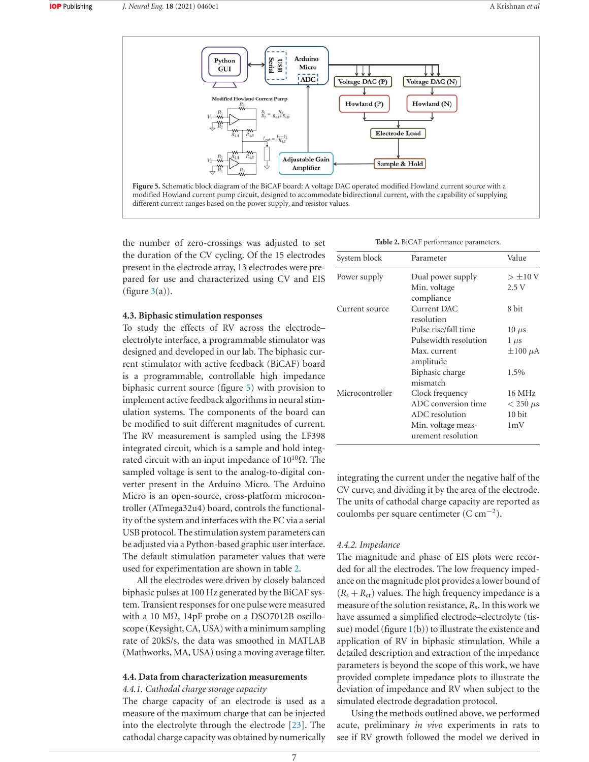Figure 5. Schematic block diagram of the BiCAF board: A voltage DAC operated modified Howland current source with a modified Howland current pump circuit, designed to accommodate bidirectional current, with the capability of supplying different current ranges based on the power supply, and resistor values.

the number of zero-crossings was adjusted to set the duration of the CV cycling. Of the 15 electrodes present in the electrode array, 13 electrodes were prepared for use and characterized using CV and EIS (figure 3(a)).

### 4.3. Biphasic stimulation responses

To study the effects of RV across the electrode–electrolyte interface, a programmable stimulator was designed and developed in our lab. The biphasic current stimulator with active feedback (BiCAF) board is a programmable, controllable high impedance biphasic current source (figure 5) with provision to implement active feedback algorithms in neural stimulation systems. The components of the board can be modified to suit different magnitudes of current. The RV measurement is sampled using the LF398 integrated circuit, which is a sample and hold integrated circuit with an input impedance of $10^{10}\Omega$. The sampled voltage is sent to the analog-to-digital converter present in the Arduino Micro. The Arduino Micro is an open-source, cross-platform microcontroller (ATmega32u4) board, controls the functionality of the system and interfaces with the PC via a serial USB protocol. The stimulation system parameters can be adjusted via a Python-based graphic user interface. The default stimulation parameter values that were used for experimentation are shown in table 2.

All the electrodes were driven by closely balanced biphasic pulses at 100 Hz generated by the BiCAF system. Transient responses for one pulse were measured with a 10 M$\Omega$, 14pF probe on a DSO7012B oscilloscope (Keysight, CA, USA) with a minimum sampling rate of 20kS/s, the data was smoothed in MATLAB (Mathworks, MA, USA) using a moving average filter.

**Table 2.** BiCAF performance parameters.

| System block | Parameter | Value |
|---|---|---|
| Power supply | Dual power supply | $> \pm 10$ V |
| | Min. voltage compliance | 2.5 V |
| Current source | Current DAC resolution | 8 bit |
| | Pulse rise/fall time | 10 $\mu$s |
| | Pulsewidth resolution | 1 $\mu$s |
| | Max. current amplitude | $\pm 100$ $\mu$A |
| | Biphasic charge mismatch | 1.5% |
| Microcontroller | Clock frequency | 16 MHz |
| | ADC conversion time | $< 250$ $\mu$s |
| | ADC resolution | 10 bit |
| | Min. voltage measurement resolution | 1mV |

### 4.4. Data from characterization measurements

#### *4.4.1. Cathodal charge storage capacity*

The charge capacity of an electrode is used as a measure of the maximum charge that can be injected into the electrolyte through the electrode [23]. The cathodal charge capacity was obtained by numerically integrating the current under the negative half of the CV curve, and dividing it by the area of the electrode. The units of cathodal charge capacity are reported as coulombs per square centimeter (C cm$^{-2}$).

#### *4.4.2. Impedance*

The magnitude and phase of EIS plots were recorded for all the electrodes. The low frequency impedance on the magnitude plot provides a lower bound of ($R_s + R_{ct}$) values. The high frequency impedance is a measure of the solution resistance, $R_s$. In this work we have assumed a simplified electrode–electrolyte (tissue) model (figure 1(b)) to illustrate the existence and application of RV in biphasic stimulation. While a detailed description and extraction of the impedance parameters is beyond the scope of this work, we have provided complete impedance plots to illustrate the deviation of impedance and RV when subject to the simulated electrode degradation protocol.

Using the methods outlined above, we performed acute, preliminary *in vivo* experiments in rats to see if RV growth followed the model we derived in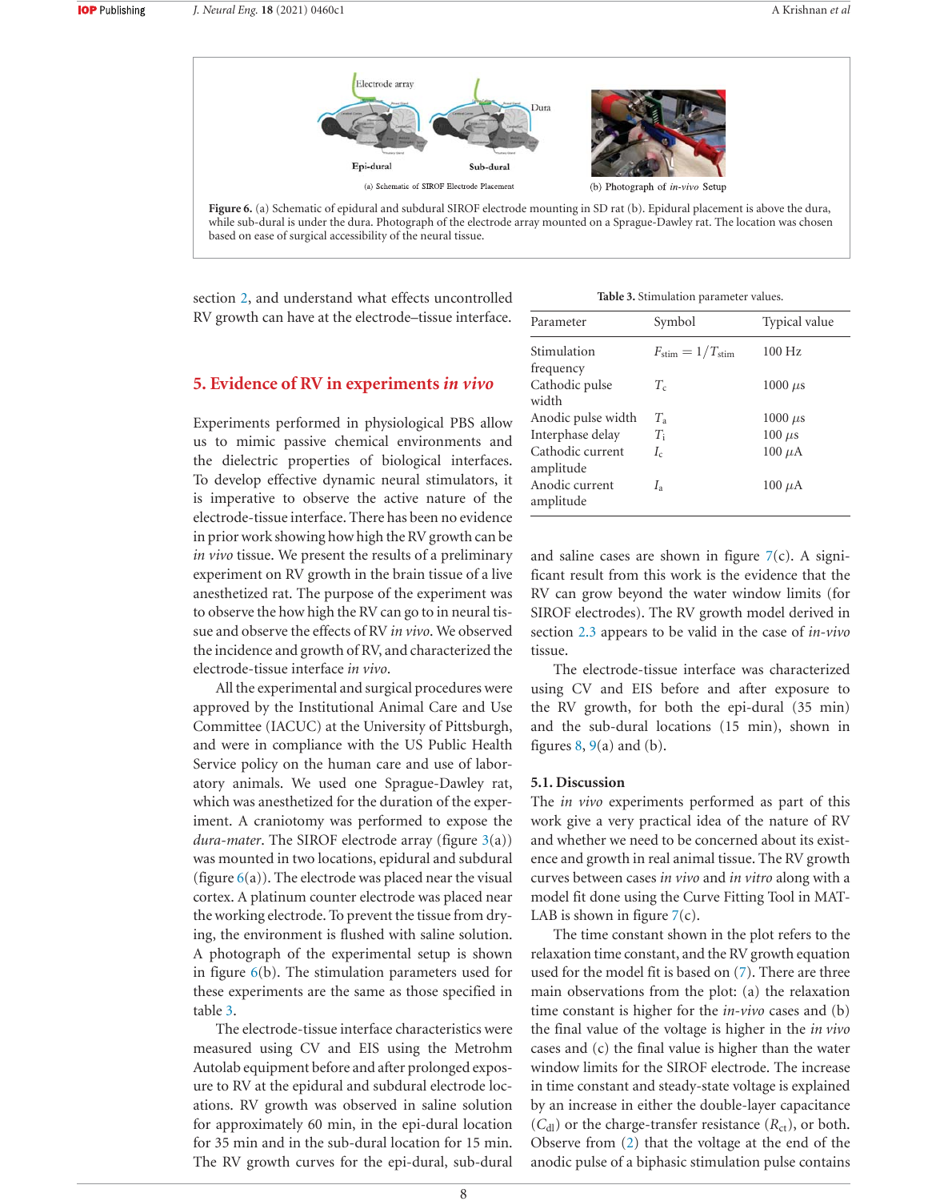(a) Schematic of SIROF Electrode Placement

(b) Photograph of *in-vivo* Setup

**Figure 6.** (a) Schematic of epidural and subdural SIROF electrode mounting in SD rat (b). Epidural placement is above the dura, while sub-dural is under the dura. Photograph of the electrode array mounted on a Sprague-Dawley rat. The location was chosen based on ease of surgical accessibility of the neural tissue.

section 2, and understand what effects uncontrolled RV growth can have at the electrode–tissue interface.

## 5. Evidence of RV in experiments *in vivo*

Experiments performed in physiological PBS allow us to mimic passive chemical environments and the dielectric properties of biological interfaces. To develop effective dynamic neural stimulators, it is imperative to observe the active nature of the electrode-tissue interface. There has been no evidence in prior work showing how high the RV growth can be *in vivo* tissue. We present the results of a preliminary experiment on RV growth in the brain tissue of a live anesthetized rat. The purpose of the experiment was to observe the how high the RV can go to in neural tissue and observe the effects of RV *in vivo*. We observed the incidence and growth of RV, and characterized the electrode-tissue interface *in vivo*.

All the experimental and surgical procedures were approved by the Institutional Animal Care and Use Committee (IACUC) at the University of Pittsburgh, and were in compliance with the US Public Health Service policy on the human care and use of laboratory animals. We used one Sprague-Dawley rat, which was anesthetized for the duration of the experiment. A craniotomy was performed to expose the *dura-mater*. The SIROF electrode array (figure 3(a)) was mounted in two locations, epidural and subdural (figure 6(a)). The electrode was placed near the visual cortex. A platinum counter electrode was placed near the working electrode. To prevent the tissue from drying, the environment is flushed with saline solution. A photograph of the experimental setup is shown in figure 6(b). The stimulation parameters used for these experiments are the same as those specified in table 3.

The electrode-tissue interface characteristics were measured using CV and EIS using the Metrohm Autolab equipment before and after prolonged exposure to RV at the epidural and subdural electrode locations. RV growth was observed in saline solution for approximately 60 min, in the epi-dural location for 35 min and in the sub-dural location for 15 min. The RV growth curves for the epi-dural, sub-dural and saline cases are shown in figure 7(c). A significant result from this work is the evidence that the RV can grow beyond the water window limits (for SIROF electrodes). The RV growth model derived in section 2.3 appears to be valid in the case of *in-vivo* tissue.

**Table 3.** Stimulation parameter values.

| Parameter | Symbol | Typical value |
|---|---|---|
| Stimulation frequency | $F_{\text{stim}} = 1/T_{\text{stim}}$ | 100 Hz |
| Cathodic pulse width | $T_c$ | 1000 $\mu$s |
| Anodic pulse width | $T_a$ | 1000 $\mu$s |
| Interphase delay | $T_i$ | 100 $\mu$s |
| Cathodic current amplitude | $I_c$ | 100 $\mu$A |
| Anodic current amplitude | $I_a$ | 100 $\mu$A |

The electrode-tissue interface was characterized using CV and EIS before and after exposure to the RV growth, for both the epi-dural (35 min) and the sub-dural locations (15 min), shown in figures 8, 9(a) and (b).

### 5.1. Discussion

The *in vivo* experiments performed as part of this work give a very practical idea of the nature of RV and whether we need to be concerned about its existence and growth in real animal tissue. The RV growth curves between cases *in vivo* and *in vitro* along with a model fit done using the Curve Fitting Tool in MATLAB is shown in figure 7(c).

The time constant shown in the plot refers to the relaxation time constant, and the RV growth equation used for the model fit is based on (7). There are three main observations from the plot: (a) the relaxation time constant is higher for the *in-vivo* cases and (b) the final value of the voltage is higher in the *in vivo* cases and (c) the final value is higher than the water window limits for the SIROF electrode. The increase in time constant and steady-state voltage is explained by an increase in either the double-layer capacitance ($C_{\text{dl}}$) or the charge-transfer resistance ($R_{\text{ct}}$), or both. Observe from (2) that the voltage at the end of the anodic pulse of a biphasic stimulation pulse contains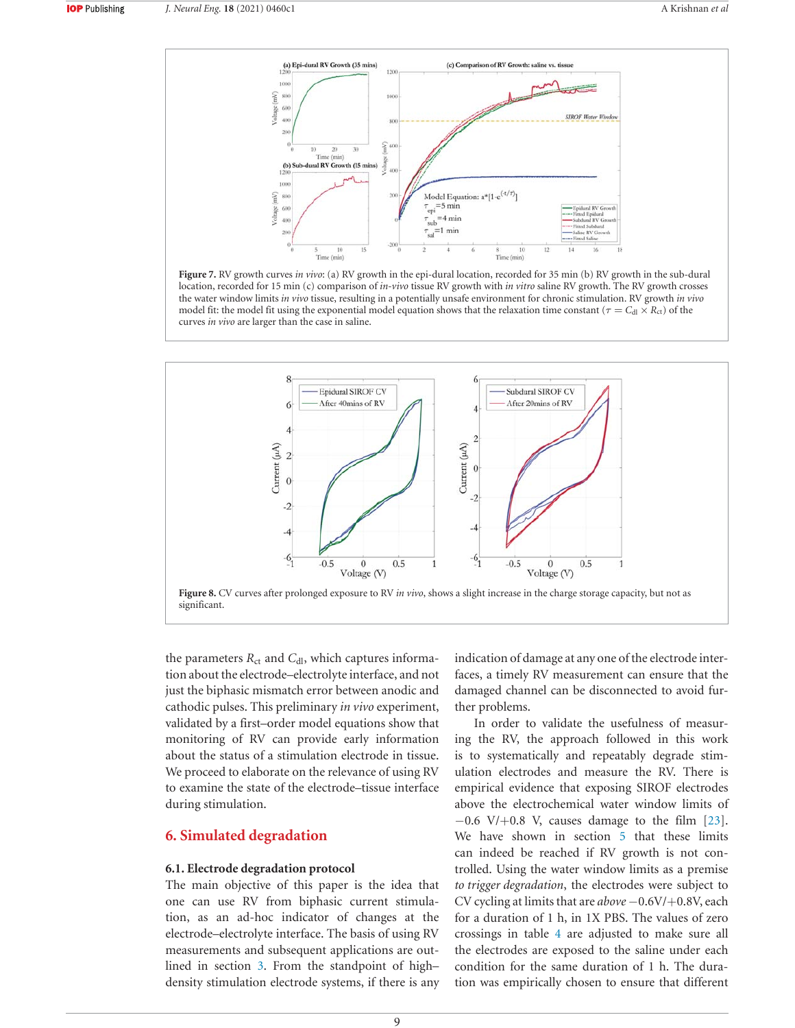**Figure 7.** RV growth curves *in vivo*: (a) RV growth in the epi-dural location, recorded for 35 min (b) RV growth in the sub-dural location, recorded for 15 min (c) comparison of *in-vivo* tissue RV growth with *in vitro* saline RV growth. The RV growth crosses the water window limits *in vivo* tissue, resulting in a potentially unsafe environment for chronic stimulation. RV growth *in vivo* model fit: the model fit using the exponential model equation shows that the relaxation time constant ($\tau = C_{\mathrm{dl}} \times R_{\mathrm{ct}}$) of the curves *in vivo* are larger than the case in saline.

**Figure 8.** CV curves after prolonged exposure to RV *in vivo*, shows a slight increase in the charge storage capacity, but not as significant.

the parameters $R_{\mathrm{ct}}$ and $C_{\mathrm{dl}}$, which captures information about the electrode–electrolyte interface, and not just the biphasic mismatch error between anodic and cathodic pulses. This preliminary *in vivo* experiment, validated by a first–order model equations show that monitoring of RV can provide early information about the status of a stimulation electrode in tissue. We proceed to elaborate on the relevance of using RV to examine the state of the electrode–tissue interface during stimulation.

## 6. Simulated degradation

### 6.1. Electrode degradation protocol

The main objective of this paper is the idea that one can use RV from biphasic current stimulation, as an ad-hoc indicator of changes at the electrode–electrolyte interface. The basis of using RV measurements and subsequent applications are outlined in section 3. From the standpoint of high–density stimulation electrode systems, if there is any indication of damage at any one of the electrode interfaces, a timely RV measurement can ensure that the damaged channel can be disconnected to avoid further problems.

In order to validate the usefulness of measuring the RV, the approach followed in this work is to systematically and repeatably degrade stimulation electrodes and measure the RV. There is empirical evidence that exposing SIROF electrodes above the electrochemical water window limits of −0.6 V/+0.8 V, causes damage to the film [23]. We have shown in section 5 that these limits can indeed be reached if RV growth is not controlled. Using the water window limits as a premise *to trigger degradation*, the electrodes were subject to CV cycling at limits that are *above* −0.6V/+0.8V, each for a duration of 1 h, in 1X PBS. The values of zero crossings in table 4 are adjusted to make sure all the electrodes are exposed to the saline under each condition for the same duration of 1 h. The duration was empirically chosen to ensure that different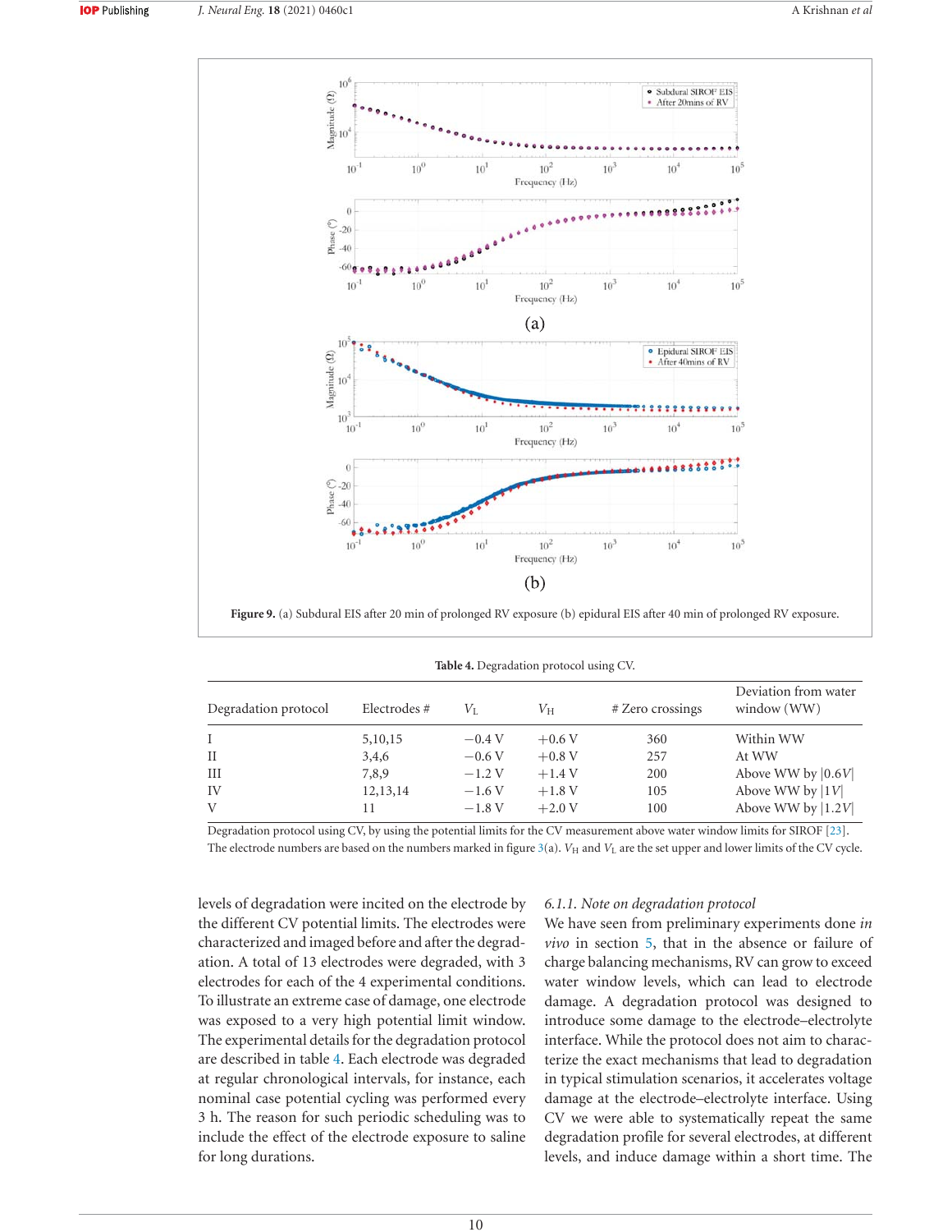**Figure 9.** (a) Subdural EIS after 20 min of prolonged RV exposure (b) epidural EIS after 40 min of prolonged RV exposure.

**Table 4.** Degradation protocol using CV.

| Degradation protocol | Electrodes # | $V_L$ | $V_H$ | # Zero crossings | Deviation from water window (WW) |
|---|---|---|---|---|---|
| I | 5,10,15 | −0.4 V | +0.6 V | 360 | Within WW |
| II | 3,4,6 | −0.6 V | +0.8 V | 257 | At WW |
| III | 7,8,9 | −1.2 V | +1.4 V | 200 | Above WW by $\|0.6V\|$ |
| IV | 12,13,14 | −1.6 V | +1.8 V | 105 | Above WW by $\|1V\|$ |
| V | 11 | −1.8 V | +2.0 V | 100 | Above WW by $\|1.2V\|$ |

Degradation protocol using CV, by using the potential limits for the CV measurement above water window limits for SIROF [23]. The electrode numbers are based on the numbers marked in figure 3(a). $V_H$ and $V_L$ are the set upper and lower limits of the CV cycle.

levels of degradation were incited on the electrode by the different CV potential limits. The electrodes were characterized and imaged before and after the degradation. A total of 13 electrodes were degraded, with 3 electrodes for each of the 4 experimental conditions. To illustrate an extreme case of damage, one electrode was exposed to a very high potential limit window. The experimental details for the degradation protocol are described in table 4. Each electrode was degraded at regular chronological intervals, for instance, each nominal case potential cycling was performed every 3 h. The reason for such periodic scheduling was to include the effect of the electrode exposure to saline for long durations.

#### 6.1.1. Note on degradation protocol

We have seen from preliminary experiments done *in vivo* in section 5, that in the absence or failure of charge balancing mechanisms, RV can grow to exceed water window levels, which can lead to electrode damage. A degradation protocol was designed to introduce some damage to the electrode–electrolyte interface. While the protocol does not aim to characterize the exact mechanisms that lead to degradation in typical stimulation scenarios, it accelerates voltage damage at the electrode–electrolyte interface. Using CV we were able to systematically repeat the same degradation profile for several electrodes, at different levels, and induce damage within a short time. The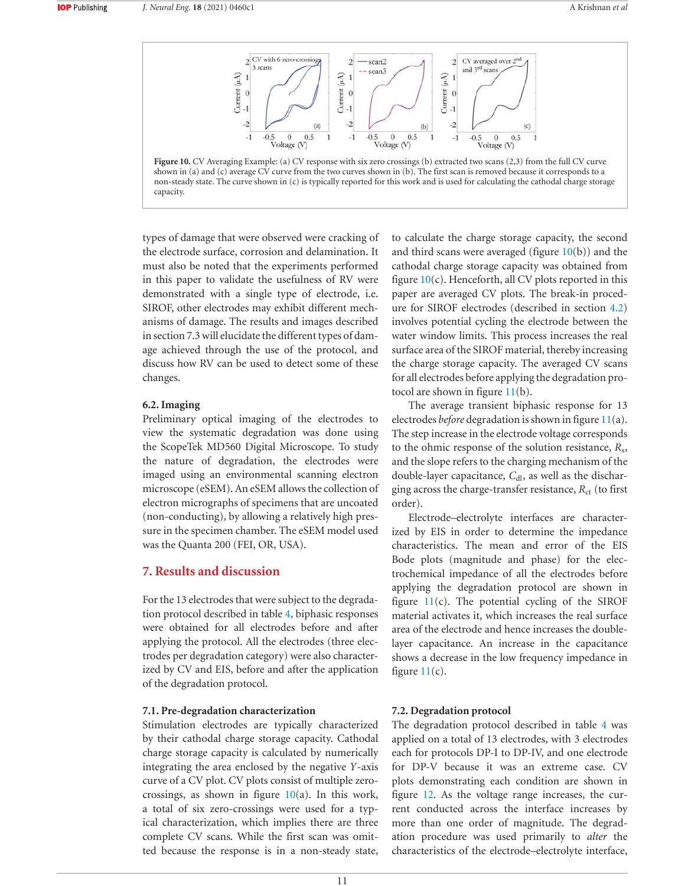**Figure 10.** CV Averaging Example: (a) CV response with six zero crossings (b) extracted two scans (2,3) from the full CV curve shown in (a) and (c) average CV curve from the two curves shown in (b). The first scan is removed because it corresponds to a non-steady state. The curve shown in (c) is typically reported for this work and is used for calculating the cathodal charge storage capacity.

types of damage that were observed were cracking of the electrode surface, corrosion and delamination. It must also be noted that the experiments performed in this paper to validate the usefulness of RV were demonstrated with a single type of electrode, i.e. SIROF, other electrodes may exhibit different mechanisms of damage. The results and images described in section 7.3 will elucidate the different types of damage achieved through the use of the protocol, and discuss how RV can be used to detect some of these changes.

### 6.2. Imaging

Preliminary optical imaging of the electrodes to view the systematic degradation was done using the ScopeTek MD560 Digital Microscope. To study the nature of degradation, the electrodes were imaged using an environmental scanning electron microscope (eSEM). An eSEM allows the collection of electron micrographs of specimens that are uncoated (non-conducting), by allowing a relatively high pressure in the specimen chamber. The eSEM model used was the Quanta 200 (FEI, OR, USA).

## 7. Results and discussion

For the 13 electrodes that were subject to the degradation protocol described in table 4, biphasic responses were obtained for all electrodes before and after applying the protocol. All the electrodes (three electrodes per degradation category) were also characterized by CV and EIS, before and after the application of the degradation protocol.

### 7.1. Pre-degradation characterization

Stimulation electrodes are typically characterized by their cathodal charge storage capacity. Cathodal charge storage capacity is calculated by numerically integrating the area enclosed by the negative *Y*-axis curve of a CV plot. CV plots consist of multiple zero-crossings, as shown in figure 10(a). In this work, a total of six zero-crossings were used for a typical characterization, which implies there are three complete CV scans. While the first scan was omitted because the response is in a non-steady state, to calculate the charge storage capacity, the second and third scans were averaged (figure 10(b)) and the cathodal charge storage capacity was obtained from figure 10(c). Henceforth, all CV plots reported in this paper are averaged CV plots. The break-in procedure for SIROF electrodes (described in section 4.2) involves potential cycling the electrode between the water window limits. This process increases the real surface area of the SIROF material, thereby increasing the charge storage capacity. The averaged CV scans for all electrodes before applying the degradation protocol are shown in figure 11(b).

The average transient biphasic response for 13 electrodes *before* degradation is shown in figure 11(a). The step increase in the electrode voltage corresponds to the ohmic response of the solution resistance, $R_s$, and the slope refers to the charging mechanism of the double-layer capacitance, $C_{dl}$, as well as the discharging across the charge-transfer resistance, $R_{ct}$ (to first order).

Electrode–electrolyte interfaces are characterized by EIS in order to determine the impedance characteristics. The mean and error of the EIS Bode plots (magnitude and phase) for the electrochemical impedance of all the electrodes before applying the degradation protocol are shown in figure 11(c). The potential cycling of the SIROF material activates it, which increases the real surface area of the electrode and hence increases the double-layer capacitance. An increase in the capacitance shows a decrease in the low frequency impedance in figure 11(c).

### 7.2. Degradation protocol

The degradation protocol described in table 4 was applied on a total of 13 electrodes, with 3 electrodes each for protocols DP-I to DP-IV, and one electrode for DP-V because it was an extreme case. CV plots demonstrating each condition are shown in figure 12. As the voltage range increases, the current conducted across the interface increases by more than one order of magnitude. The degradation procedure was used primarily to *alter* the characteristics of the electrode–electrolyte interface,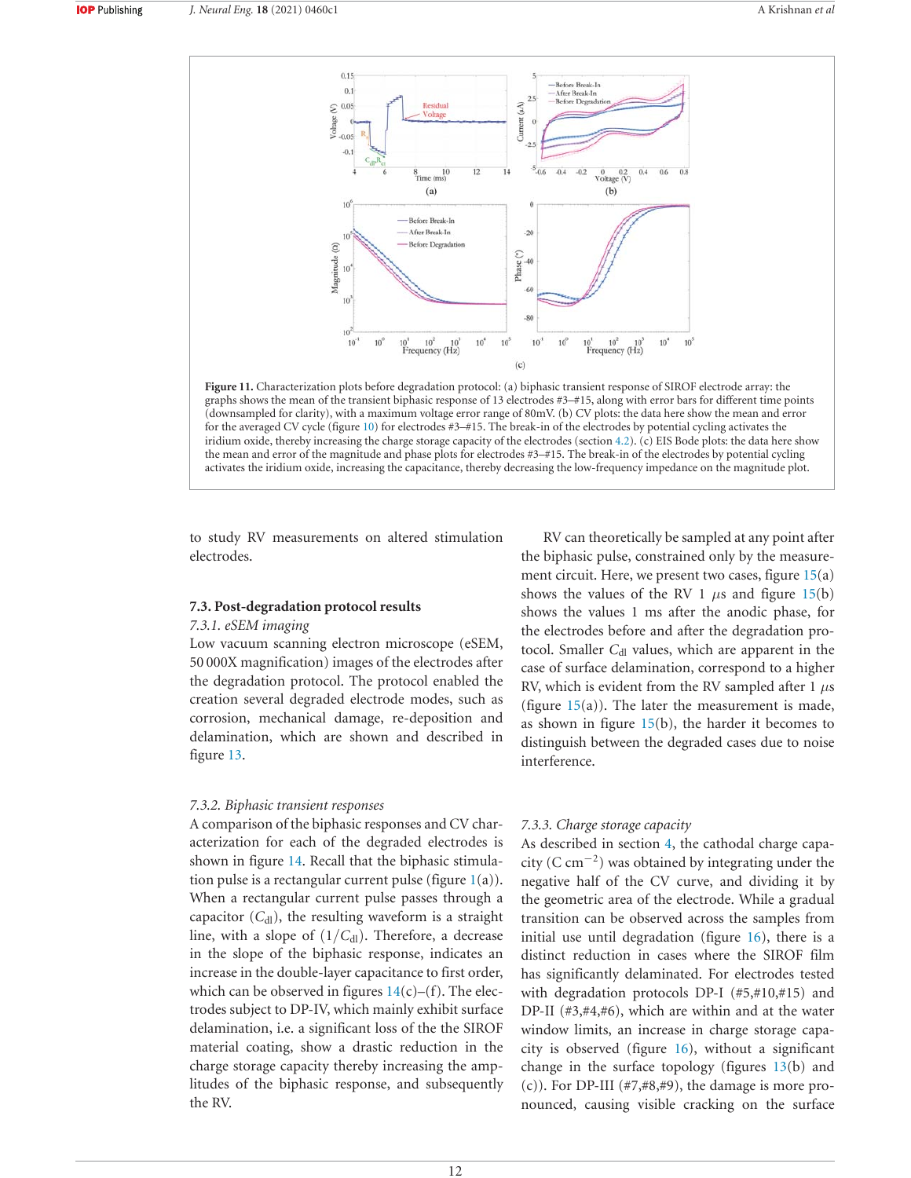**Figure 11.** Characterization plots before degradation protocol: (a) biphasic transient response of SIROF electrode array: the graphs shows the mean of the transient biphasic response of 13 electrodes #3–#15, along with error bars for different time points (downsampled for clarity), with a maximum voltage error range of 80mV. (b) CV plots: the data here show the mean and error for the averaged CV cycle (figure 10) for electrodes #3–#15. The break-in of the electrodes by potential cycling activates the iridium oxide, thereby increasing the charge storage capacity of the electrodes (section 4.2). (c) EIS Bode plots: the data here show the mean and error of the magnitude and phase plots for electrodes #3–#15. The break-in of the electrodes by potential cycling activates the iridium oxide, increasing the capacitance, thereby decreasing the low-frequency impedance on the magnitude plot.

to study RV measurements on altered stimulation electrodes.

### 7.3. Post-degradation protocol results

#### 7.3.1. eSEM imaging

Low vacuum scanning electron microscope (eSEM, 50 000X magnification) images of the electrodes after the degradation protocol. The protocol enabled the creation several degraded electrode modes, such as corrosion, mechanical damage, re-deposition and delamination, which are shown and described in figure 13.

#### 7.3.2. Biphasic transient responses

A comparison of the biphasic responses and CV characterization for each of the degraded electrodes is shown in figure 14. Recall that the biphasic stimulation pulse is a rectangular current pulse (figure 1(a)). When a rectangular current pulse passes through a capacitor ($C_{dl}$), the resulting waveform is a straight line, with a slope of $(1/C_{dl})$. Therefore, a decrease in the slope of the biphasic response, indicates an increase in the double-layer capacitance to first order, which can be observed in figures 14(c)–(f). The electrodes subject to DP-IV, which mainly exhibit surface delamination, i.e. a significant loss of the the SIROF material coating, show a drastic reduction in the charge storage capacity thereby increasing the amplitudes of the biphasic response, and subsequently the RV.

RV can theoretically be sampled at any point after the biphasic pulse, constrained only by the measurement circuit. Here, we present two cases, figure 15(a) shows the values of the RV 1 $\mu$s and figure 15(b) shows the values 1 ms after the anodic phase, for the electrodes before and after the degradation protocol. Smaller $C_{dl}$ values, which are apparent in the case of surface delamination, correspond to a higher RV, which is evident from the RV sampled after 1 $\mu$s (figure 15(a)). The later the measurement is made, as shown in figure 15(b), the harder it becomes to distinguish between the degraded cases due to noise interference.

#### 7.3.3. Charge storage capacity

As described in section 4, the cathodal charge capacity (C cm$^{-2}$) was obtained by integrating under the negative half of the CV curve, and dividing it by the geometric area of the electrode. While a gradual transition can be observed across the samples from initial use until degradation (figure 16), there is a distinct reduction in cases where the SIROF film has significantly delaminated. For electrodes tested with degradation protocols DP-I (#5,#10,#15) and DP-II (#3,#4,#6), which are within and at the water window limits, an increase in charge storage capacity is observed (figure 16), without a significant change in the surface topology (figures 13(b) and (c)). For DP-III (#7,#8,#9), the damage is more pronounced, causing visible cracking on the surface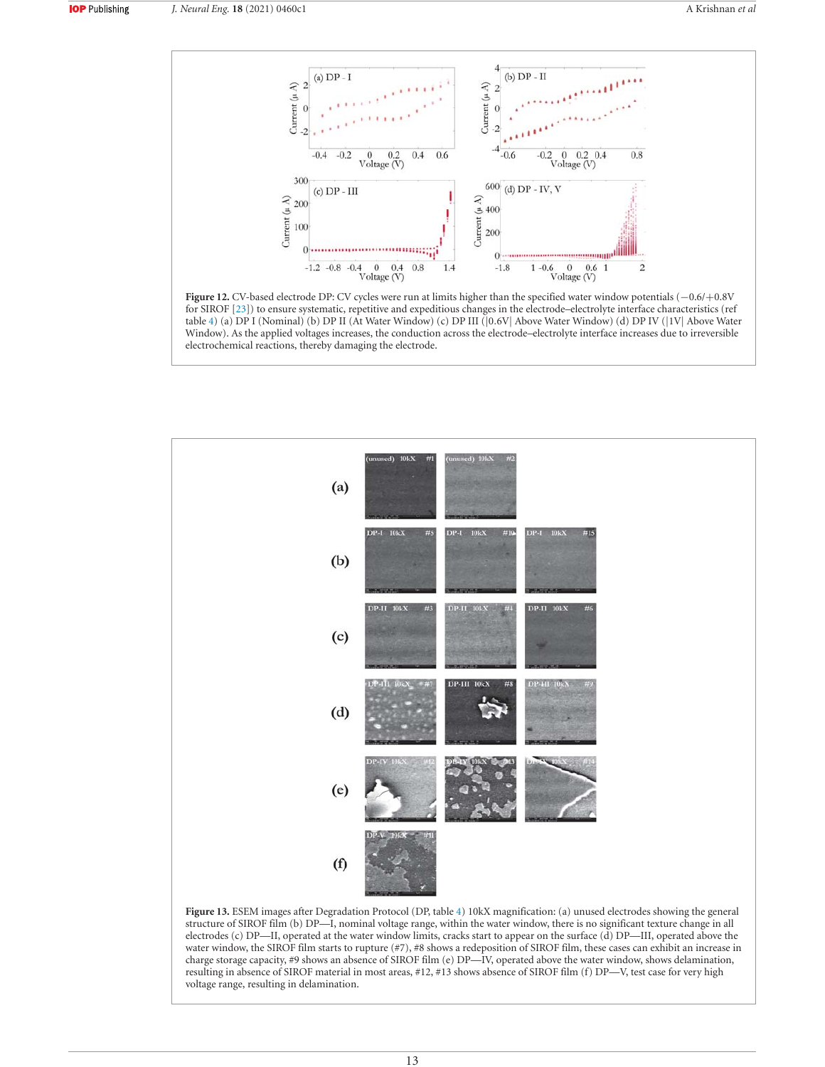**Figure 12.** CV-based electrode DP: CV cycles were run at limits higher than the specified water window potentials (−0.6/+0.8V for SIROF [23]) to ensure systematic, repetitive and expeditious changes in the electrode–electrolyte interface characteristics (ref table 4) (a) DP I (Nominal) (b) DP II (At Water Window) (c) DP III (|0.6V| Above Water Window) (d) DP IV (|1V| Above Water Window). As the applied voltages increases, the conduction across the electrode–electrolyte interface increases due to irreversible electrochemical reactions, thereby damaging the electrode.

**Figure 13.** ESEM images after Degradation Protocol (DP, table 4) 10kX magnification: (a) unused electrodes showing the general structure of SIROF film (b) DP—I, nominal voltage range, within the water window, there is no significant texture change in all electrodes (c) DP—II, operated at the water window limits, cracks start to appear on the surface (d) DP—III, operated above the water window, the SIROF film starts to rupture (#7), #8 shows a redeposition of SIROF film, these cases can exhibit an increase in charge storage capacity, #9 shows an absence of SIROF film (e) DP—IV, operated above the water window, shows delamination, resulting in absence of SIROF material in most areas, #12, #13 shows absence of SIROF film (f) DP—V, test case for very high voltage range, resulting in delamination.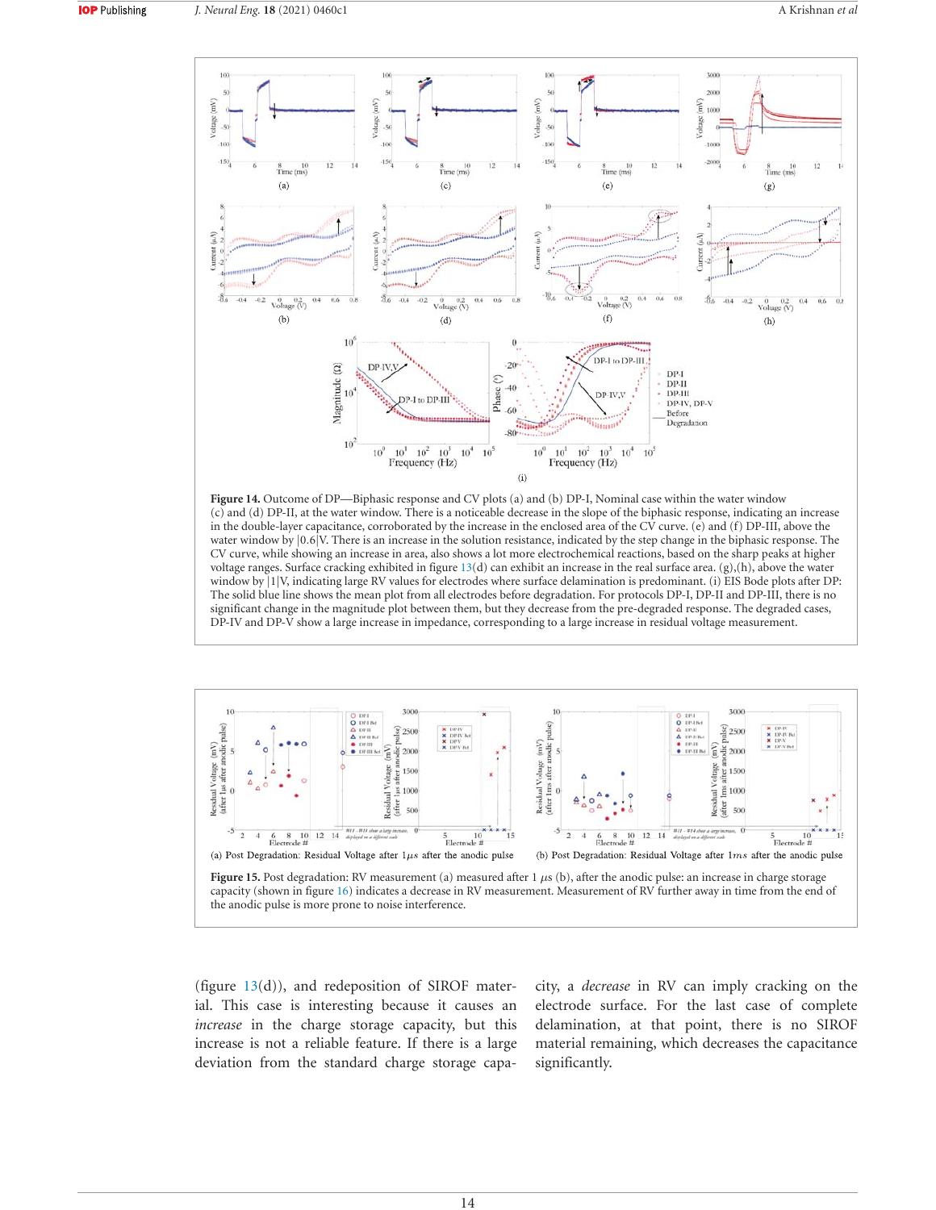**Figure 14.** Outcome of DP—Biphasic response and CV plots (a) and (b) DP-I, Nominal case within the water window (c) and (d) DP-II, at the water window. There is a noticeable decrease in the slope of the biphasic response, indicating an increase in the double-layer capacitance, corroborated by the increase in the enclosed area of the CV curve. (e) and (f) DP-III, above the water window by |0.6|V. There is an increase in the solution resistance, indicated by the step change in the biphasic response. The CV curve, while showing an increase in area, also shows a lot more electrochemical reactions, based on the sharp peaks at higher voltage ranges. Surface cracking exhibited in figure 13(d) can exhibit an increase in the real surface area. (g),(h), above the water window by |1|V, indicating large RV values for electrodes where surface delamination is predominant. (i) EIS Bode plots after DP: The solid blue line shows the mean plot from all electrodes before degradation. For protocols DP-I, DP-II and DP-III, there is no significant change in the magnitude plot between them, but they decrease from the pre-degraded response. The degraded cases, DP-IV and DP-V show a large increase in impedance, corresponding to a large increase in residual voltage measurement.

(a) Post Degradation: Residual Voltage after $1\mu s$ after the anodic pulse

(b) Post Degradation: Residual Voltage after $1ms$ after the anodic pulse

**Figure 15.** Post degradation: RV measurement (a) measured after 1 $\mu$s (b), after the anodic pulse: an increase in charge storage capacity (shown in figure 16) indicates a decrease in RV measurement. Measurement of RV further away in time from the end of the anodic pulse is more prone to noise interference.

(figure 13(d)), and redeposition of SIROF material. This case is interesting because it causes an *increase* in the charge storage capacity, but this increase is not a reliable feature. If there is a large deviation from the standard charge storage capacity, a *decrease* in RV can imply cracking on the electrode surface. For the last case of complete delamination, at that point, there is no SIROF material remaining, which decreases the capacitance significantly.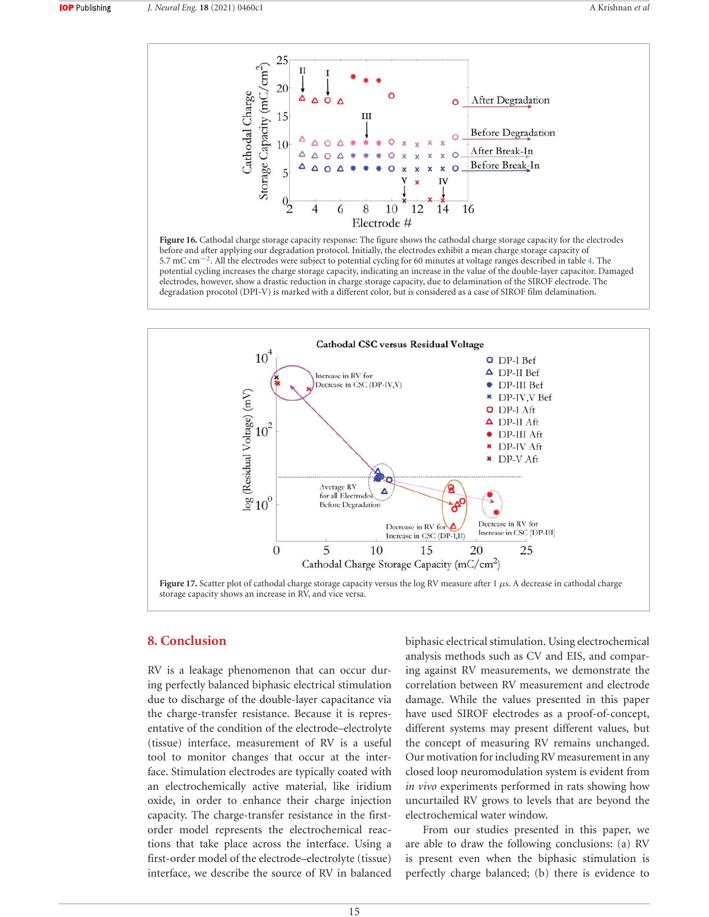**Figure 16.** Cathodal charge storage capacity response: The figure shows the cathodal charge storage capacity for the electrodes before and after applying our degradation protocol. Initially, the electrodes exhibit a mean charge storage capacity of 5.7 mC cm$^{-2}$. All the electrodes were subject to potential cycling for 60 minutes at voltage ranges described in table 4. The potential cycling increases the charge storage capacity, indicating an increase in the value of the double-layer capacitor. Damaged electrodes, however, show a drastic reduction in charge storage capacity, due to delamination of the SIROF electrode. The degradation procotol (DPI-V) is marked with a different color, but is considered as a case of SIROF film delamination.

**Figure 17.** Scatter plot of cathodal charge storage capacity versus the log RV measure after 1 $\mu$s. A decrease in cathodal charge storage capacity shows an increase in RV, and vice versa.

## 8. Conclusion

RV is a leakage phenomenon that can occur during perfectly balanced biphasic electrical stimulation due to discharge of the double-layer capacitance via the charge-transfer resistance. Because it is representative of the condition of the electrode–electrolyte (tissue) interface, measurement of RV is a useful tool to monitor changes that occur at the interface. Stimulation electrodes are typically coated with an electrochemically active material, like iridium oxide, in order to enhance their charge injection capacity. The charge-transfer resistance in the first-order model represents the electrochemical reactions that take place across the interface. Using a first-order model of the electrode–electrolyte (tissue) interface, we describe the source of RV in balanced biphasic electrical stimulation. Using electrochemical analysis methods such as CV and EIS, and comparing against RV measurements, we demonstrate the correlation between RV measurement and electrode damage. While the values presented in this paper have used SIROF electrodes as a proof-of-concept, different systems may present different values, but the concept of measuring RV remains unchanged. Our motivation for including RV measurement in any closed loop neuromodulation system is evident from *in vivo* experiments performed in rats showing how uncurtailed RV grows to levels that are beyond the electrochemical water window.

From our studies presented in this paper, we are able to draw the following conclusions: (a) RV is present even when the biphasic stimulation is perfectly charge balanced; (b) there is evidence to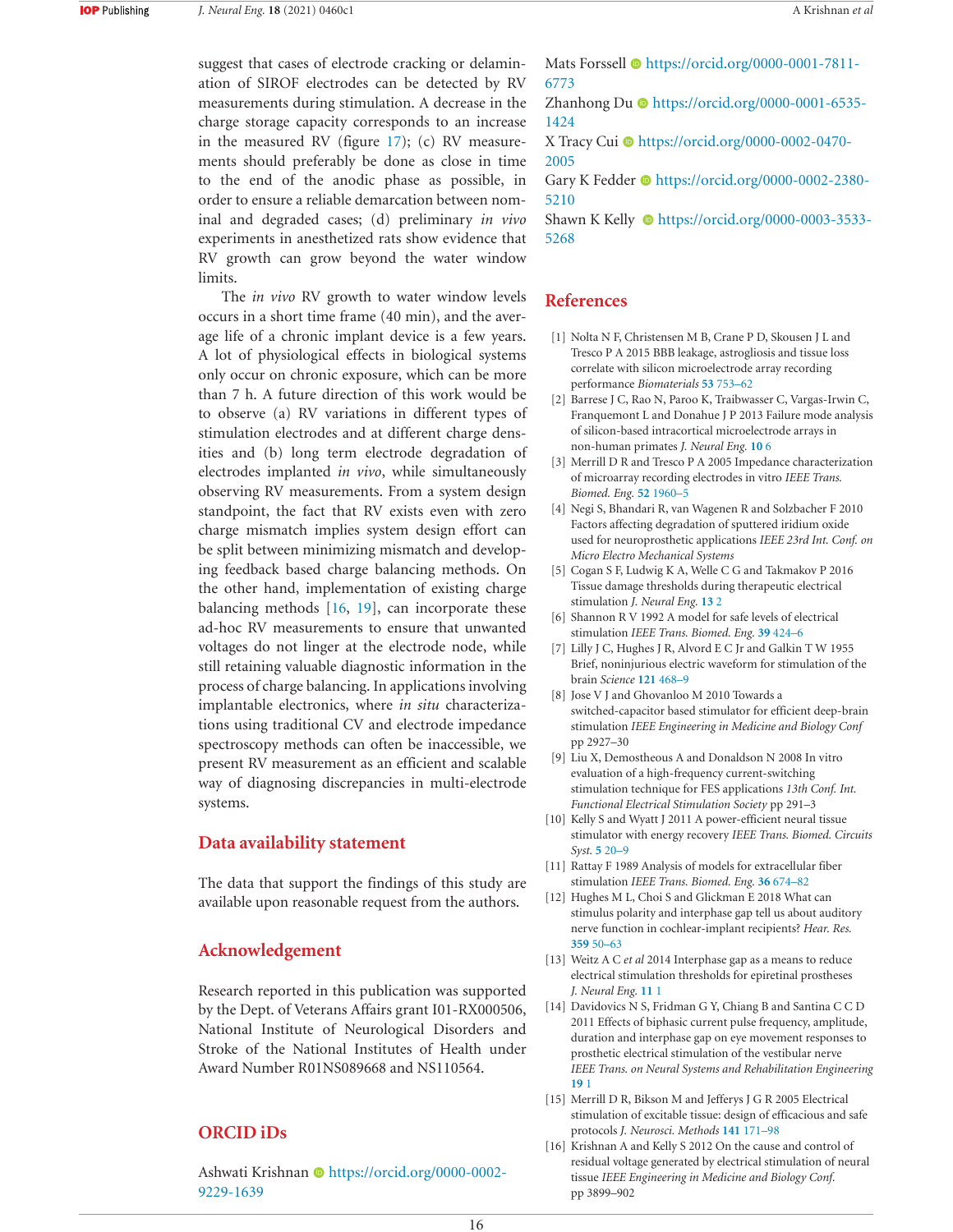suggest that cases of electrode cracking or delamination of SIROF electrodes can be detected by RV measurements during stimulation. A decrease in the charge storage capacity corresponds to an increase in the measured RV (figure 17); (c) RV measurements should preferably be done as close in time to the end of the anodic phase as possible, in order to ensure a reliable demarcation between nominal and degraded cases; (d) preliminary *in vivo* experiments in anesthetized rats show evidence that RV growth can grow beyond the water window limits.

The *in vivo* RV growth to water window levels occurs in a short time frame (40 min), and the average life of a chronic implant device is a few years. A lot of physiological effects in biological systems only occur on chronic exposure, which can be more than 7 h. A future direction of this work would be to observe (a) RV variations in different types of stimulation electrodes and at different charge densities and (b) long term electrode degradation of electrodes implanted *in vivo*, while simultaneously observing RV measurements. From a system design standpoint, the fact that RV exists even with zero charge mismatch implies system design effort can be split between minimizing mismatch and developing feedback based charge balancing methods. On the other hand, implementation of existing charge balancing methods [16, 19], can incorporate these ad-hoc RV measurements to ensure that unwanted voltages do not linger at the electrode node, while still retaining valuable diagnostic information in the process of charge balancing. In applications involving implantable electronics, where *in situ* characterizations using traditional CV and electrode impedance spectroscopy methods can often be inaccessible, we present RV measurement as an efficient and scalable way of diagnosing discrepancies in multi-electrode systems.

## Data availability statement

The data that support the findings of this study are available upon reasonable request from the authors.

## Acknowledgement

Research reported in this publication was supported by the Dept. of Veterans Affairs grant I01-RX000506, National Institute of Neurological Disorders and Stroke of the National Institutes of Health under Award Number R01NS089668 and NS110564.

## ORCID iDs

Ashwati Krishnan https://orcid.org/0000-0002-9229-1639
Mats Forssell https://orcid.org/0000-0001-7811-6773
Zhanhong Du https://orcid.org/0000-0001-6535-1424
X Tracy Cui https://orcid.org/0000-0002-0470-2005
Gary K Fedder https://orcid.org/0000-0002-2380-5210
Shawn K Kelly https://orcid.org/0000-0003-3533-5268

## References

[1] Nolta N F, Christensen M B, Crane P D, Skousen J L and Tresco P A 2015 BBB leakage, astrogliosis and tissue loss correlate with silicon microelectrode array recording performance *Biomaterials* **53** 753–62

[2] Barrese J C, Rao N, Paroo K, Traibwasser C, Vargas-Irwin C, Franquemont L and Donahue J P 2013 Failure mode analysis of silicon-based intracortical microelectrode arrays in non-human primates *J. Neural Eng.* **10** 6

[3] Merrill D R and Tresco P A 2005 Impedance characterization of microarray recording electrodes in vitro *IEEE Trans. Biomed. Eng.* **52** 1960–5

[4] Negi S, Bhandari R, van Wagenen R and Solzbacher F 2010 Factors affecting degradation of sputtered iridium oxide used for neuroprosthetic applications *IEEE 23rd Int. Conf. on Micro Electro Mechanical Systems*

[5] Cogan S F, Ludwig K A, Welle C G and Takmakov P 2016 Tissue damage thresholds during therapeutic electrical stimulation *J. Neural Eng.* **13** 2

[6] Shannon R V 1992 A model for safe levels of electrical stimulation *IEEE Trans. Biomed. Eng.* **39** 424–6

[7] Lilly J C, Hughes J R, Alvord E C Jr and Galkin T W 1955 Brief, noninjurious electric waveform for stimulation of the brain *Science* **121** 468–9

[8] Jose V J and Ghovanloo M 2010 Towards a switched-capacitor based stimulator for efficient deep-brain stimulation *IEEE Engineering in Medicine and Biology Conf* pp 2927–30

[9] Liu X, Demosthenous A and Donaldson N 2008 In vitro evaluation of a high-frequency current-switching stimulation technique for FES applications *13th Conf. Int. Functional Electrical Stimulation Society* pp 291–3

[10] Kelly S and Wyatt J 2011 A power-efficient neural tissue stimulator with energy recovery *IEEE Trans. Biomed. Circuits Syst.* **5** 20–9

[11] Rattay F 1989 Analysis of models for extracellular fiber stimulation *IEEE Trans. Biomed. Eng.* **36** 674–82

[12] Hughes M L, Choi S and Glickman E 2018 What can stimulus polarity and interphase gap tell us about auditory nerve function in cochlear-implant recipients? *Hear. Res.* **359** 50–63

[13] Weitz A C *et al* 2014 Interphase gap as a means to reduce electrical stimulation thresholds for epiretinal prostheses *J. Neural Eng.* **11** 1

[14] Davidovics N S, Fridman G Y, Chiang B and Santina C C D 2011 Effects of biphasic current pulse frequency, amplitude, duration and interphase gap on eye movement responses to prosthetic electrical stimulation of the vestibular nerve *IEEE Trans. on Neural Systems and Rehabilitation Engineering* **19** 1

[15] Merrill D R, Bikson M and Jefferys J G R 2005 Electrical stimulation of excitable tissue: design of efficacious and safe protocols *J. Neurosci. Methods* **141** 171–98

[16] Krishnan A and Kelly S 2012 On the cause and control of residual voltage generated by electrical stimulation of neural tissue *IEEE Engineering in Medicine and Biology Conf.* pp 3899–902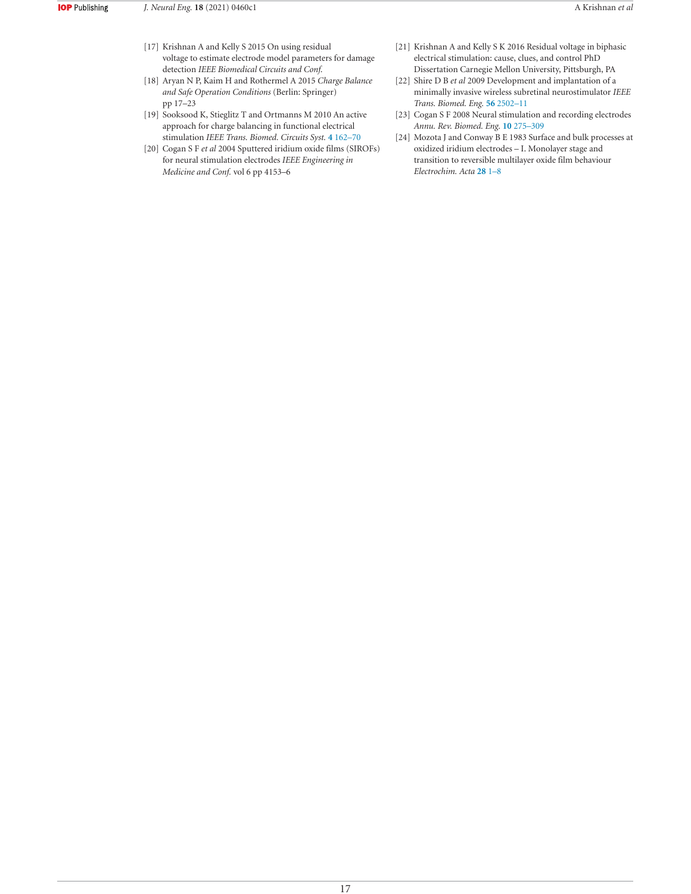[17] Krishnan A and Kelly S 2015 On using residual voltage to estimate electrode model parameters for damage detection *IEEE Biomedical Circuits and Conf.*

[18] Aryan N P, Kaim H and Rothermel A 2015 *Charge Balance and Safe Operation Conditions* (Berlin: Springer) pp 17–23

[19] Sooksood K, Stieglitz T and Ortmanns M 2010 An active approach for charge balancing in functional electrical stimulation *IEEE Trans. Biomed. Circuits Syst.* **4** 162–70

[20] Cogan S F *et al* 2004 Sputtered iridium oxide films (SIROFs) for neural stimulation electrodes *IEEE Engineering in Medicine and Conf.* vol 6 pp 4153–6

[21] Krishnan A and Kelly S K 2016 Residual voltage in biphasic electrical stimulation: cause, clues, and control PhD Dissertation Carnegie Mellon University, Pittsburgh, PA

[22] Shire D B *et al* 2009 Development and implantation of a minimally invasive wireless subretinal neurostimulator *IEEE Trans. Biomed. Eng.* **56** 2502–11

[23] Cogan S F 2008 Neural stimulation and recording electrodes *Annu. Rev. Biomed. Eng.* **10** 275–309

[24] Mozota J and Conway B E 1983 Surface and bulk processes at oxidized iridium electrodes – I. Monolayer stage and transition to reversible multilayer oxide film behaviour *Electrochim. Acta* **28** 1–8